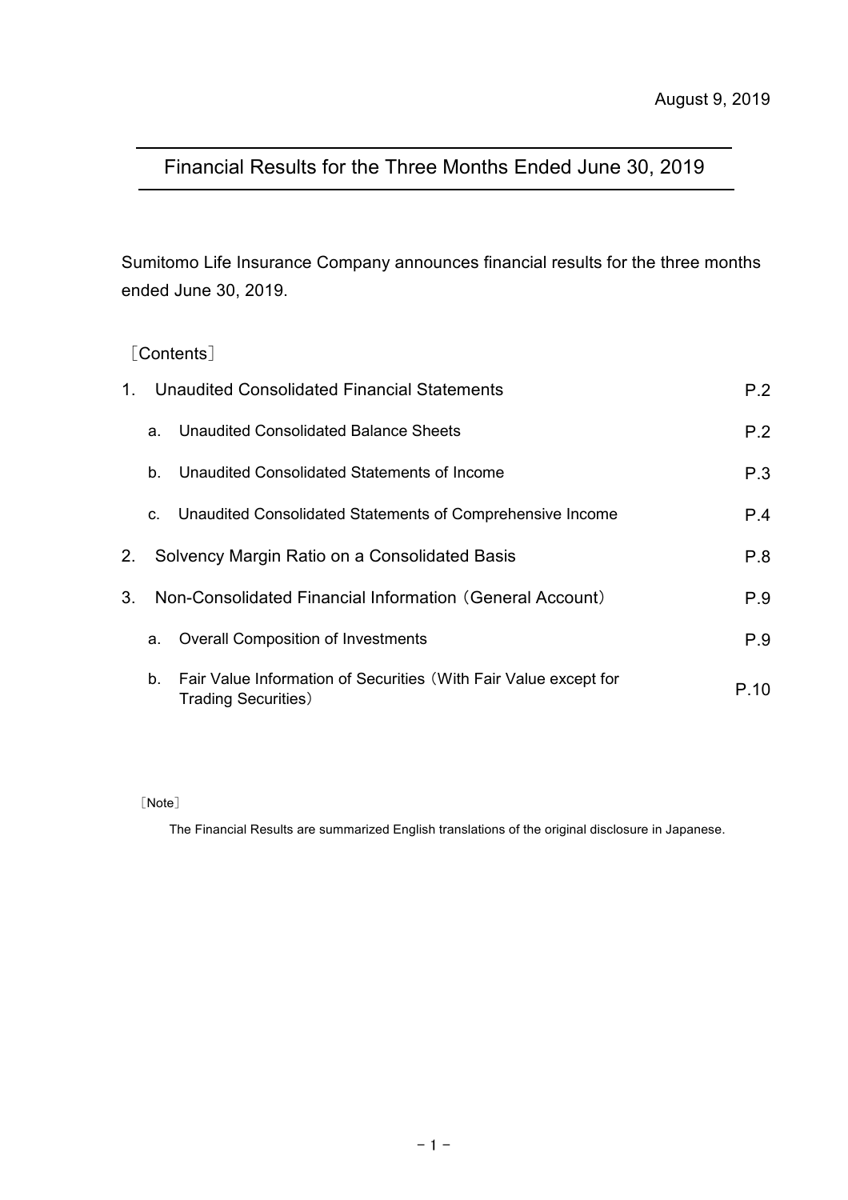August 9, 2019

# Financial Results for the Three Months Ended June 30, 2019

Sumitomo Life Insurance Company announces financial results for the three months ended June 30, 2019.

［Contents］

| | | |
|---|---|---|
| 1. | Unaudited Consolidated Financial Statements | P.2 |
| | a. Unaudited Consolidated Balance Sheets | P.2 |
| | b. Unaudited Consolidated Statements of Income | P.3 |
| | c. Unaudited Consolidated Statements of Comprehensive Income | P.4 |
| 2. | Solvency Margin Ratio on a Consolidated Basis | P.8 |
| 3. | Non-Consolidated Financial Information（General Account） | P.9 |
| | a. Overall Composition of Investments | P.9 |
| | b. Fair Value Information of Securities（With Fair Value except for Trading Securities） | P.10 |

［Note］

The Financial Results are summarized English translations of the original disclosure in Japanese.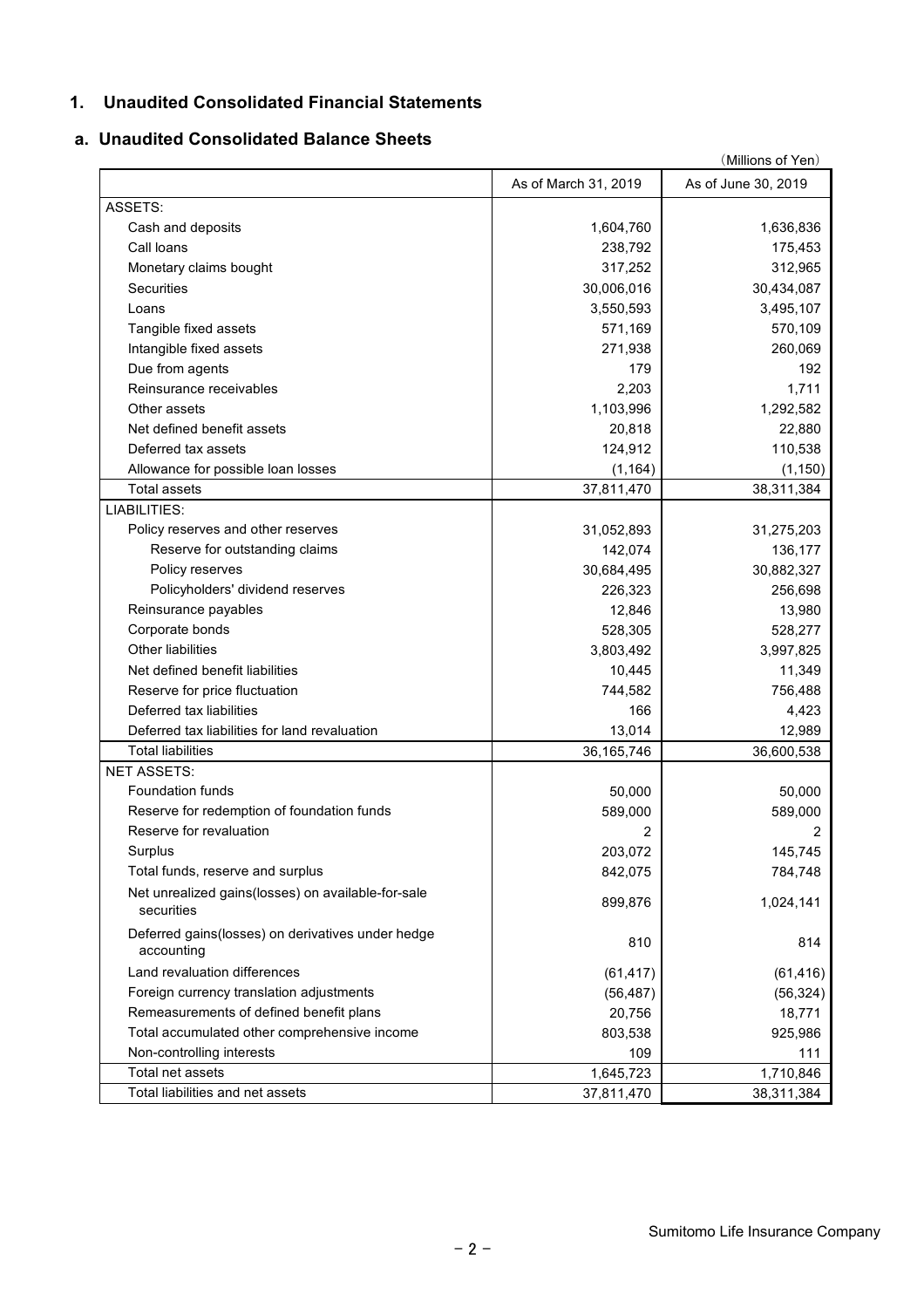## 1. Unaudited Consolidated Financial Statements

### a. Unaudited Consolidated Balance Sheets

(Millions of Yen)

| | As of March 31, 2019 | As of June 30, 2019 |
|---|---|---|
| ASSETS: | | |
| Cash and deposits | 1,604,760 | 1,636,836 |
| Call loans | 238,792 | 175,453 |
| Monetary claims bought | 317,252 | 312,965 |
| Securities | 30,006,016 | 30,434,087 |
| Loans | 3,550,593 | 3,495,107 |
| Tangible fixed assets | 571,169 | 570,109 |
| Intangible fixed assets | 271,938 | 260,069 |
| Due from agents | 179 | 192 |
| Reinsurance receivables | 2,203 | 1,711 |
| Other assets | 1,103,996 | 1,292,582 |
| Net defined benefit assets | 20,818 | 22,880 |
| Deferred tax assets | 124,912 | 110,538 |
| Allowance for possible loan losses | (1,164) | (1,150) |
| Total assets | 37,811,470 | 38,311,384 |
| LIABILITIES: | | |
| Policy reserves and other reserves | 31,052,893 | 31,275,203 |
| Reserve for outstanding claims | 142,074 | 136,177 |
| Policy reserves | 30,684,495 | 30,882,327 |
| Policyholders' dividend reserves | 226,323 | 256,698 |
| Reinsurance payables | 12,846 | 13,980 |
| Corporate bonds | 528,305 | 528,277 |
| Other liabilities | 3,803,492 | 3,997,825 |
| Net defined benefit liabilities | 10,445 | 11,349 |
| Reserve for price fluctuation | 744,582 | 756,488 |
| Deferred tax liabilities | 166 | 4,423 |
| Deferred tax liabilities for land revaluation | 13,014 | 12,989 |
| Total liabilities | 36,165,746 | 36,600,538 |
| NET ASSETS: | | |
| Foundation funds | 50,000 | 50,000 |
| Reserve for redemption of foundation funds | 589,000 | 589,000 |
| Reserve for revaluation | 2 | 2 |
| Surplus | 203,072 | 145,745 |
| Total funds, reserve and surplus | 842,075 | 784,748 |
| Net unrealized gains(losses) on available-for-sale securities | 899,876 | 1,024,141 |
| Deferred gains(losses) on derivatives under hedge accounting | 810 | 814 |
| Land revaluation differences | (61,417) | (61,416) |
| Foreign currency translation adjustments | (56,487) | (56,324) |
| Remeasurements of defined benefit plans | 20,756 | 18,771 |
| Total accumulated other comprehensive income | 803,538 | 925,986 |
| Non-controlling interests | 109 | 111 |
| Total net assets | 1,645,723 | 1,710,846 |
| Total liabilities and net assets | 37,811,470 | 38,311,384 |

Sumitomo Life Insurance Company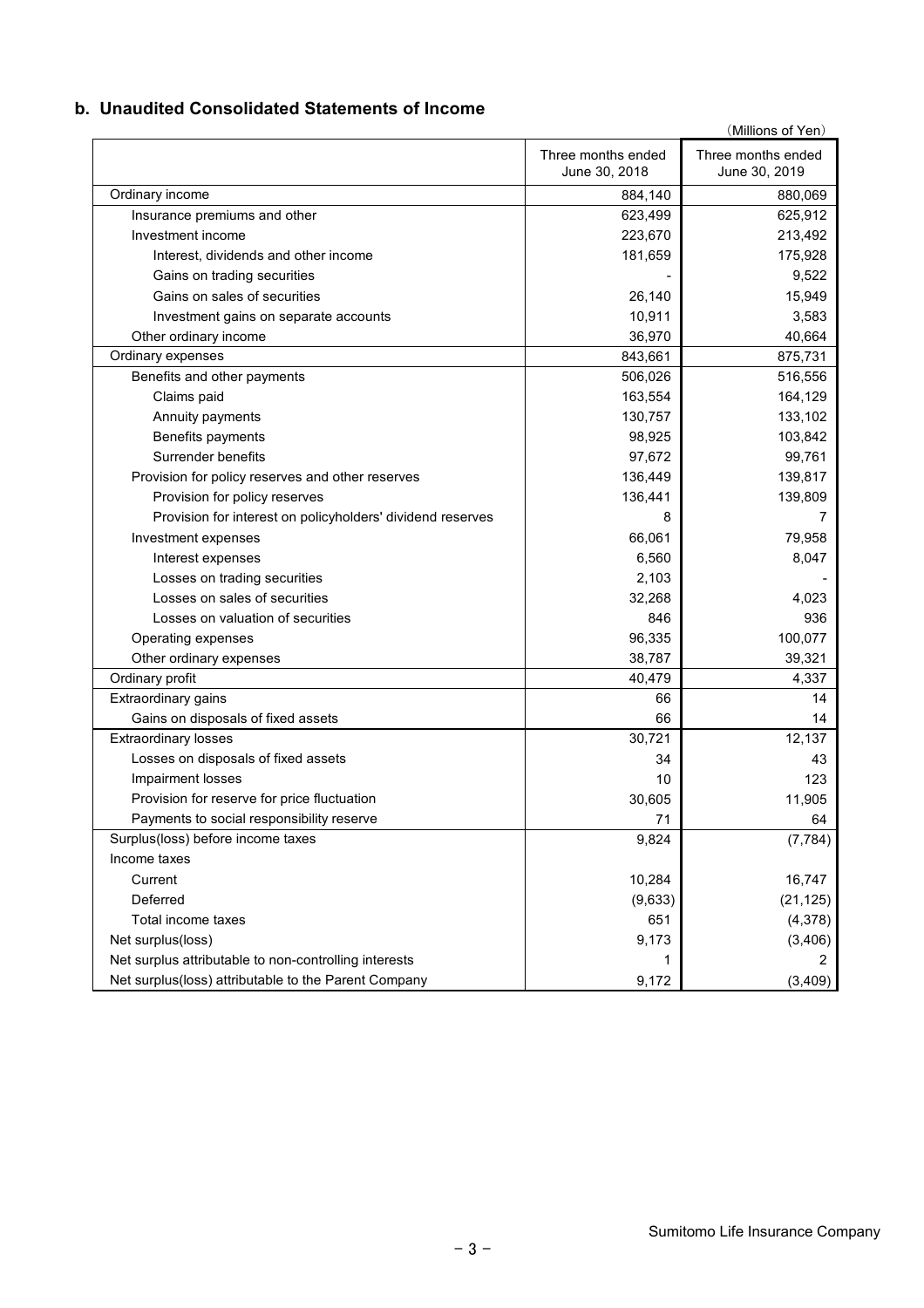## b. Unaudited Consolidated Statements of Income

(Millions of Yen)

| | Three months ended June 30, 2018 | Three months ended June 30, 2019 |
|---|---|---|
| Ordinary income | 884,140 | 880,069 |
| Insurance premiums and other | 623,499 | 625,912 |
| Investment income | 223,670 | 213,492 |
| Interest, dividends and other income | 181,659 | 175,928 |
| Gains on trading securities | - | 9,522 |
| Gains on sales of securities | 26,140 | 15,949 |
| Investment gains on separate accounts | 10,911 | 3,583 |
| Other ordinary income | 36,970 | 40,664 |
| Ordinary expenses | 843,661 | 875,731 |
| Benefits and other payments | 506,026 | 516,556 |
| Claims paid | 163,554 | 164,129 |
| Annuity payments | 130,757 | 133,102 |
| Benefits payments | 98,925 | 103,842 |
| Surrender benefits | 97,672 | 99,761 |
| Provision for policy reserves and other reserves | 136,449 | 139,817 |
| Provision for policy reserves | 136,441 | 139,809 |
| Provision for interest on policyholders' dividend reserves | 8 | 7 |
| Investment expenses | 66,061 | 79,958 |
| Interest expenses | 6,560 | 8,047 |
| Losses on trading securities | 2,103 | - |
| Losses on sales of securities | 32,268 | 4,023 |
| Losses on valuation of securities | 846 | 936 |
| Operating expenses | 96,335 | 100,077 |
| Other ordinary expenses | 38,787 | 39,321 |
| Ordinary profit | 40,479 | 4,337 |
| Extraordinary gains | 66 | 14 |
| Gains on disposals of fixed assets | 66 | 14 |
| Extraordinary losses | 30,721 | 12,137 |
| Losses on disposals of fixed assets | 34 | 43 |
| Impairment losses | 10 | 123 |
| Provision for reserve for price fluctuation | 30,605 | 11,905 |
| Payments to social responsibility reserve | 71 | 64 |
| Surplus(loss) before income taxes | 9,824 | (7,784) |
| Income taxes | | |
| Current | 10,284 | 16,747 |
| Deferred | (9,633) | (21,125) |
| Total income taxes | 651 | (4,378) |
| Net surplus(loss) | 9,173 | (3,406) |
| Net surplus attributable to non-controlling interests | 1 | 2 |
| Net surplus(loss) attributable to the Parent Company | 9,172 | (3,409) |

Sumitomo Life Insurance Company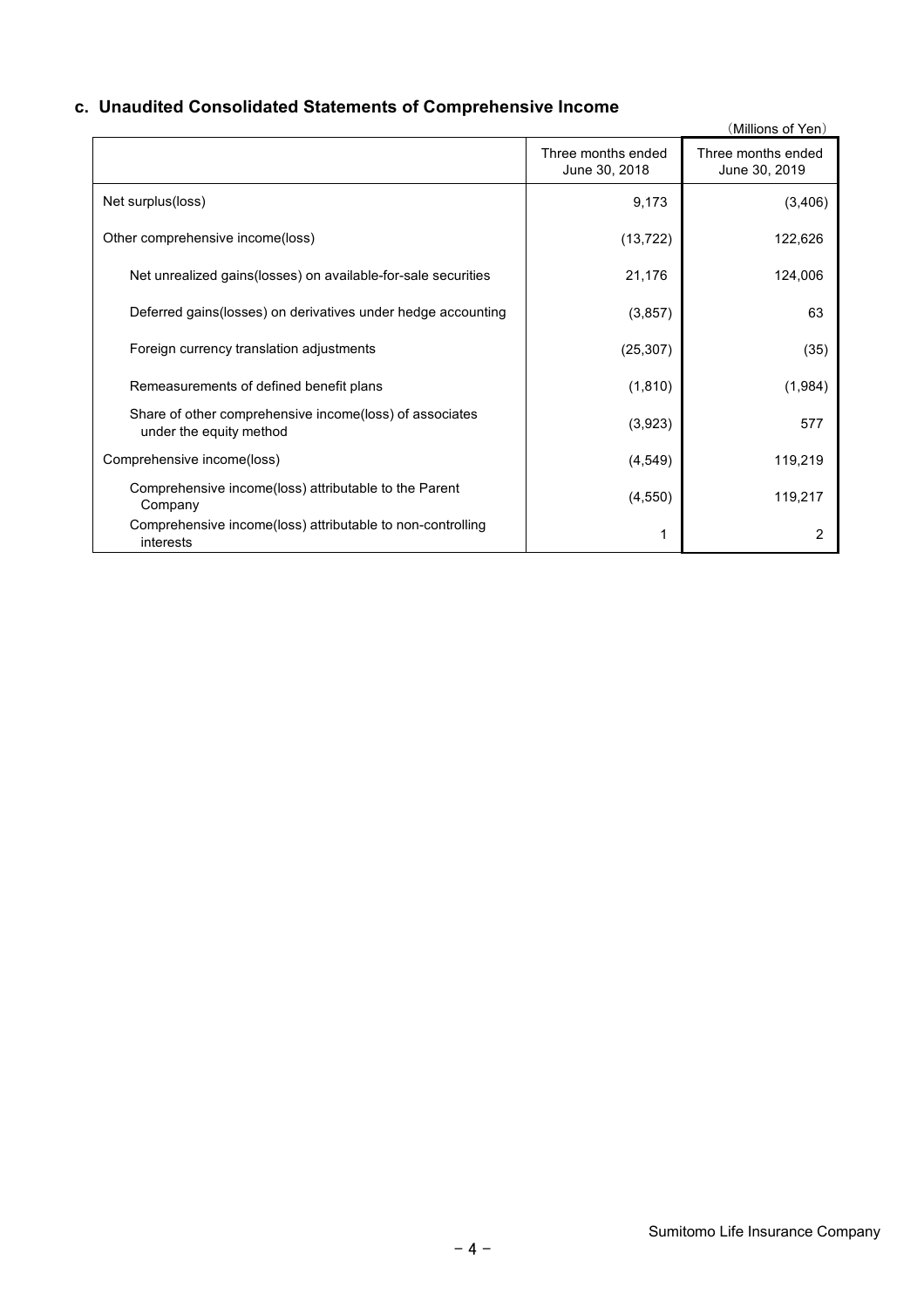## c. Unaudited Consolidated Statements of Comprehensive Income

(Millions of Yen)

| | Three months ended June 30, 2018 | Three months ended June 30, 2019 |
|---|---|---|
| Net surplus(loss) | 9,173 | (3,406) |
| Other comprehensive income(loss) | (13,722) | 122,626 |
| Net unrealized gains(losses) on available-for-sale securities | 21,176 | 124,006 |
| Deferred gains(losses) on derivatives under hedge accounting | (3,857) | 63 |
| Foreign currency translation adjustments | (25,307) | (35) |
| Remeasurements of defined benefit plans | (1,810) | (1,984) |
| Share of other comprehensive income(loss) of associates under the equity method | (3,923) | 577 |
| Comprehensive income(loss) | (4,549) | 119,219 |
| Comprehensive income(loss) attributable to the Parent Company | (4,550) | 119,217 |
| Comprehensive income(loss) attributable to non-controlling interests | 1 | 2 |

Sumitomo Life Insurance Company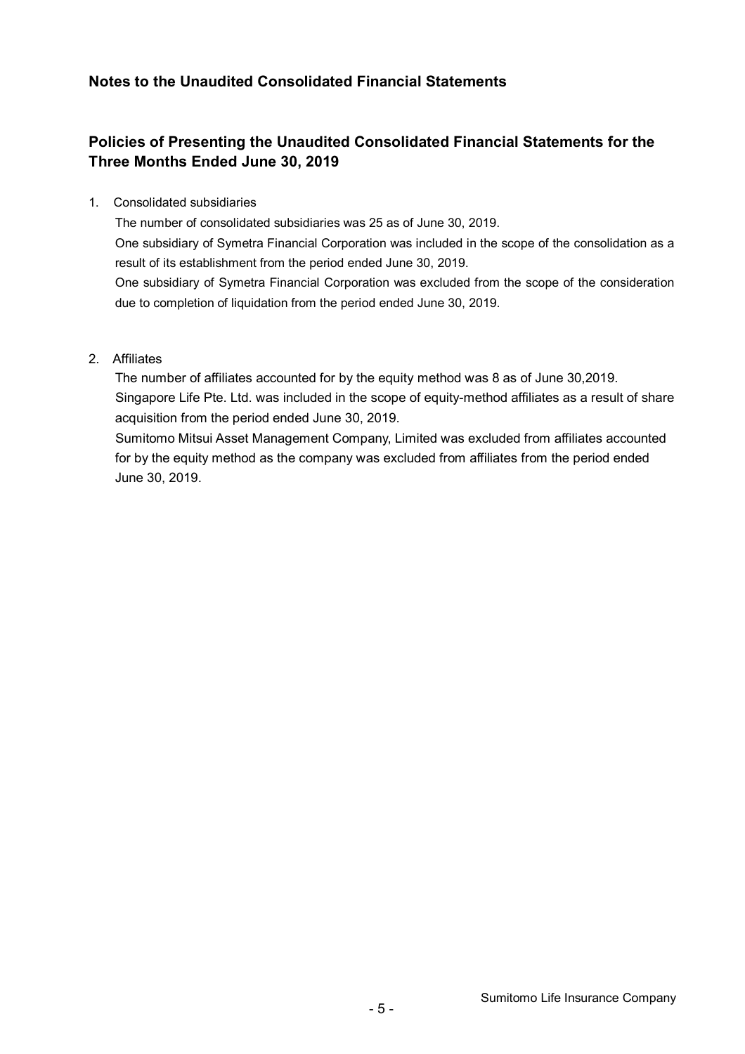## Notes to the Unaudited Consolidated Financial Statements

## Policies of Presenting the Unaudited Consolidated Financial Statements for the Three Months Ended June 30, 2019

1. Consolidated subsidiaries

   The number of consolidated subsidiaries was 25 as of June 30, 2019.

   One subsidiary of Symetra Financial Corporation was included in the scope of the consolidation as a result of its establishment from the period ended June 30, 2019.

   One subsidiary of Symetra Financial Corporation was excluded from the scope of the consideration due to completion of liquidation from the period ended June 30, 2019.

2. Affiliates

   The number of affiliates accounted for by the equity method was 8 as of June 30,2019.

   Singapore Life Pte. Ltd. was included in the scope of equity-method affiliates as a result of share acquisition from the period ended June 30, 2019.

   Sumitomo Mitsui Asset Management Company, Limited was excluded from affiliates accounted for by the equity method as the company was excluded from affiliates from the period ended June 30, 2019.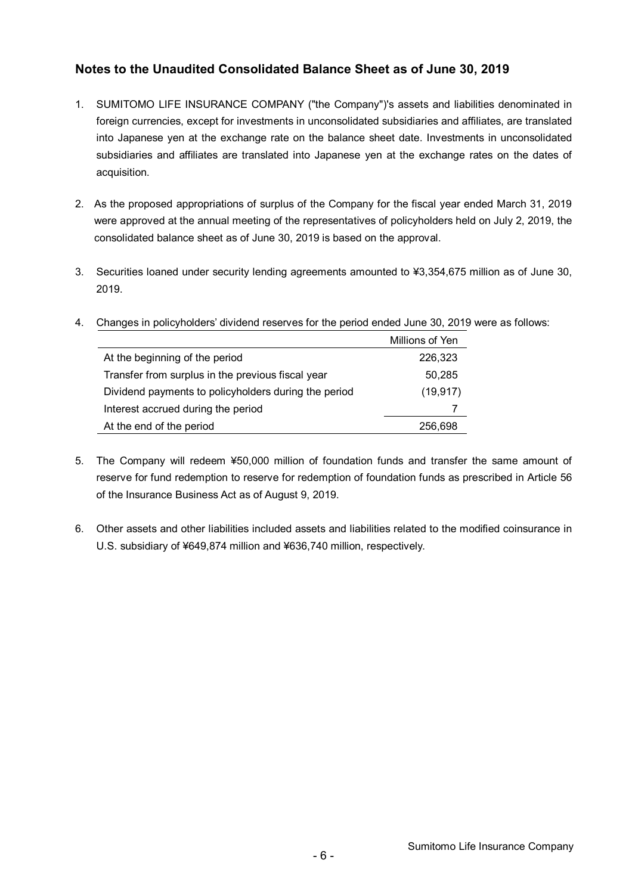## Notes to the Unaudited Consolidated Balance Sheet as of June 30, 2019

1. SUMITOMO LIFE INSURANCE COMPANY ("the Company")'s assets and liabilities denominated in foreign currencies, except for investments in unconsolidated subsidiaries and affiliates, are translated into Japanese yen at the exchange rate on the balance sheet date. Investments in unconsolidated subsidiaries and affiliates are translated into Japanese yen at the exchange rates on the dates of acquisition.

2. As the proposed appropriations of surplus of the Company for the fiscal year ended March 31, 2019 were approved at the annual meeting of the representatives of policyholders held on July 2, 2019, the consolidated balance sheet as of June 30, 2019 is based on the approval.

3. Securities loaned under security lending agreements amounted to ¥3,354,675 million as of June 30, 2019.

4. Changes in policyholders' dividend reserves for the period ended June 30, 2019 were as follows:

| | Millions of Yen |
|---|---|
| At the beginning of the period | 226,323 |
| Transfer from surplus in the previous fiscal year | 50,285 |
| Dividend payments to policyholders during the period | (19,917) |
| Interest accrued during the period | 7 |
| At the end of the period | 256,698 |

5. The Company will redeem ¥50,000 million of foundation funds and transfer the same amount of reserve for fund redemption to reserve for redemption of foundation funds as prescribed in Article 56 of the Insurance Business Act as of August 9, 2019.

6. Other assets and other liabilities included assets and liabilities related to the modified coinsurance in U.S. subsidiary of ¥649,874 million and ¥636,740 million, respectively.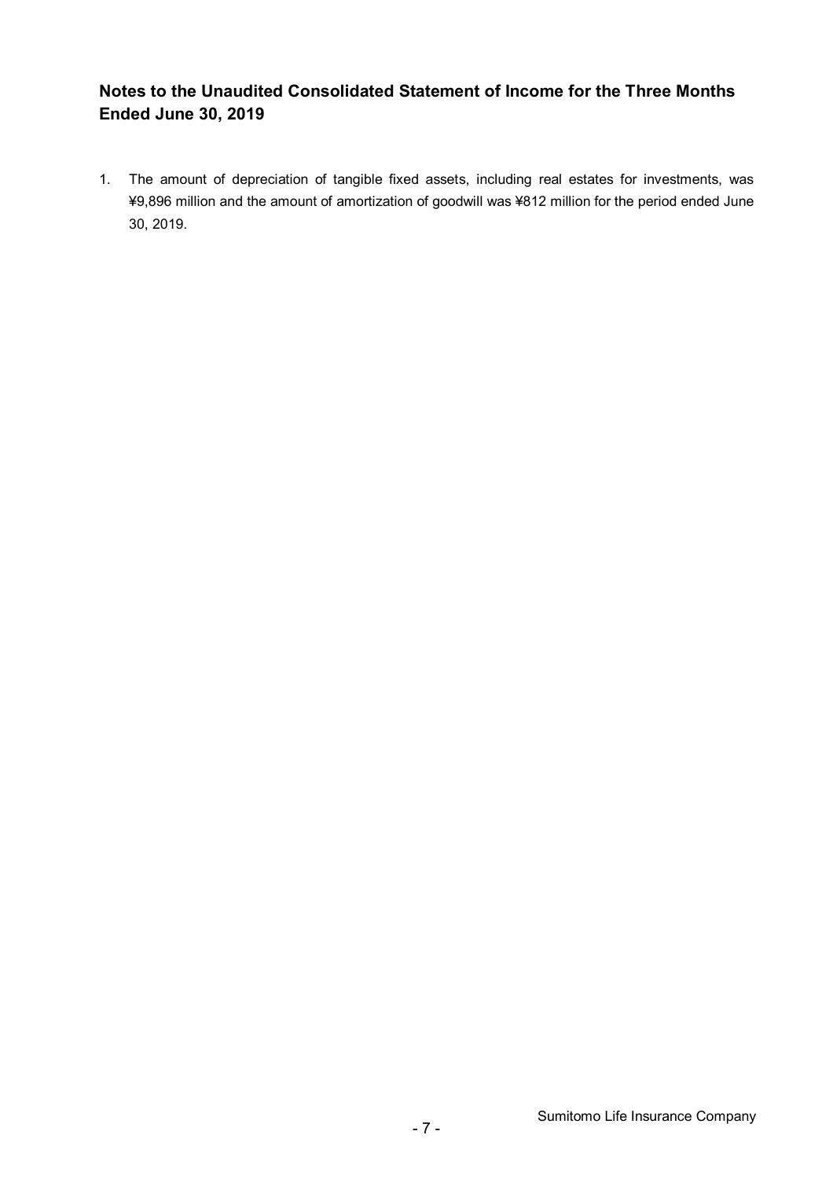## Notes to the Unaudited Consolidated Statement of Income for the Three Months Ended June 30, 2019

1. The amount of depreciation of tangible fixed assets, including real estates for investments, was ¥9,896 million and the amount of amortization of goodwill was ¥812 million for the period ended June 30, 2019.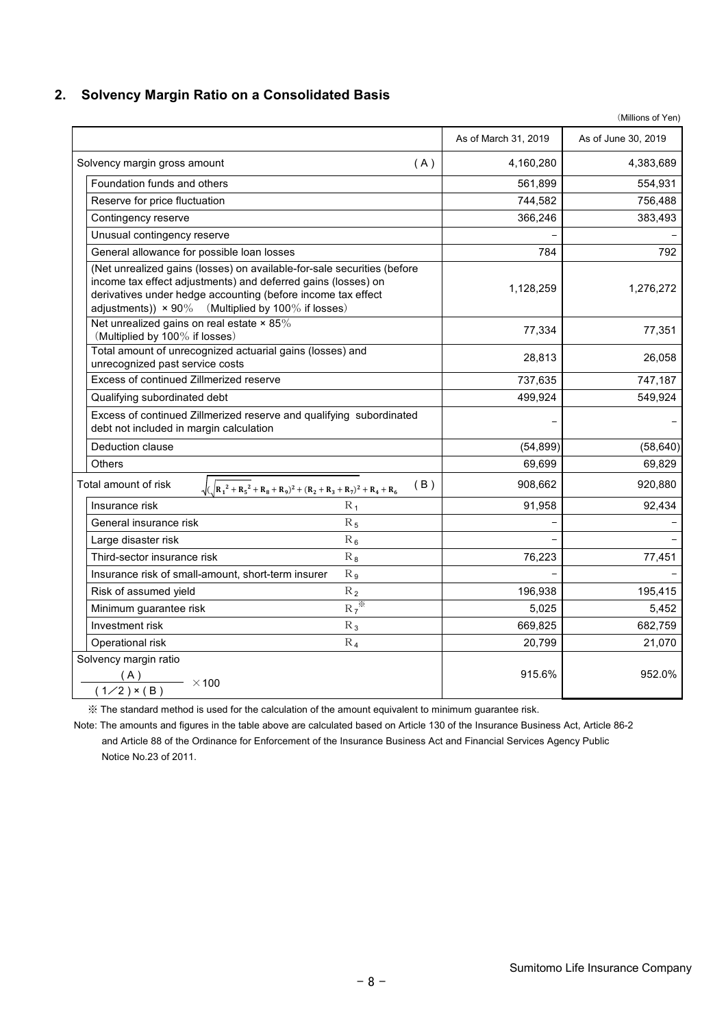## 2. Solvency Margin Ratio on a Consolidated Basis

(Millions of Yen)

| | | As of March 31, 2019 | As of June 30, 2019 |
|---|---|---|---|
| Solvency margin gross amount | (A) | 4,160,280 | 4,383,689 |
| Foundation funds and others | | 561,899 | 554,931 |
| Reserve for price fluctuation | | 744,582 | 756,488 |
| Contingency reserve | | 366,246 | 383,493 |
| Unusual contingency reserve | | – | – |
| General allowance for possible loan losses | | 784 | 792 |
| (Net unrealized gains (losses) on available-for-sale securities (before income tax effect adjustments) and deferred gains (losses) on derivatives under hedge accounting (before income tax effect adjustments)) × 90% (Multiplied by 100% if losses) | | 1,128,259 | 1,276,272 |
| Net unrealized gains on real estate × 85% (Multiplied by 100% if losses) | | 77,334 | 77,351 |
| Total amount of unrecognized actuarial gains (losses) and unrecognized past service costs | | 28,813 | 26,058 |
| Excess of continued Zillmerized reserve | | 737,635 | 747,187 |
| Qualifying subordinated debt | | 499,924 | 549,924 |
| Excess of continued Zillmerized reserve and qualifying subordinated debt not included in margin calculation | | – | – |
| Deduction clause | | (54,899) | (58,640) |
| Others | | 69,699 | 69,829 |
| Total amount of risk $\sqrt{(\sqrt{R_1^2+R_5^2}+R_8+R_9)^2+(R_2+R_3+R_7)^2}+R_4+R_6$ | (B) | 908,662 | 920,880 |
| Insurance risk | $R_1$ | 91,958 | 92,434 |
| General insurance risk | $R_5$ | – | – |
| Large disaster risk | $R_6$ | – | – |
| Third-sector insurance risk | $R_8$ | 76,223 | 77,451 |
| Insurance risk of small-amount, short-term insurer | $R_9$ | – | – |
| Risk of assumed yield | $R_2$ | 196,938 | 195,415 |
| Minimum guarantee risk | $R_7$ ※ | 5,025 | 5,452 |
| Investment risk | $R_3$ | 669,825 | 682,759 |
| Operational risk | $R_4$ | 20,799 | 21,070 |
| Solvency margin ratio $\frac{(A)}{(1/2)\times(B)}\times 100$ | | 915.6% | 952.0% |

※ The standard method is used for the calculation of the amount equivalent to minimum guarantee risk.

Note: The amounts and figures in the table above are calculated based on Article 130 of the Insurance Business Act, Article 86-2 and Article 88 of the Ordinance for Enforcement of the Insurance Business Act and Financial Services Agency Public Notice No.23 of 2011.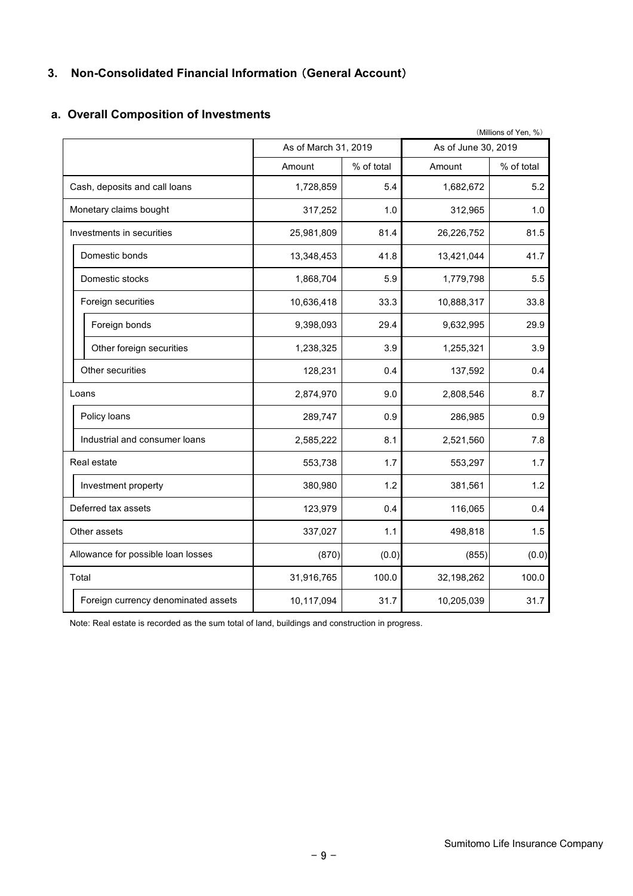## 3. Non-Consolidated Financial Information（General Account）

### a. Overall Composition of Investments

（Millions of Yen, %）

| | As of March 31, 2019 | | As of June 30, 2019 | |
|---|---|---|---|---|
| | Amount | % of total | Amount | % of total |
| Cash, deposits and call loans | 1,728,859 | 5.4 | 1,682,672 | 5.2 |
| Monetary claims bought | 317,252 | 1.0 | 312,965 | 1.0 |
| Investments in securities | 25,981,809 | 81.4 | 26,226,752 | 81.5 |
| Domestic bonds | 13,348,453 | 41.8 | 13,421,044 | 41.7 |
| Domestic stocks | 1,868,704 | 5.9 | 1,779,798 | 5.5 |
| Foreign securities | 10,636,418 | 33.3 | 10,888,317 | 33.8 |
| Foreign bonds | 9,398,093 | 29.4 | 9,632,995 | 29.9 |
| Other foreign securities | 1,238,325 | 3.9 | 1,255,321 | 3.9 |
| Other securities | 128,231 | 0.4 | 137,592 | 0.4 |
| Loans | 2,874,970 | 9.0 | 2,808,546 | 8.7 |
| Policy loans | 289,747 | 0.9 | 286,985 | 0.9 |
| Industrial and consumer loans | 2,585,222 | 8.1 | 2,521,560 | 7.8 |
| Real estate | 553,738 | 1.7 | 553,297 | 1.7 |
| Investment property | 380,980 | 1.2 | 381,561 | 1.2 |
| Deferred tax assets | 123,979 | 0.4 | 116,065 | 0.4 |
| Other assets | 337,027 | 1.1 | 498,818 | 1.5 |
| Allowance for possible loan losses | (870) | (0.0) | (855) | (0.0) |
| Total | 31,916,765 | 100.0 | 32,198,262 | 100.0 |
| Foreign currency denominated assets | 10,117,094 | 31.7 | 10,205,039 | 31.7 |

Note: Real estate is recorded as the sum total of land, buildings and construction in progress.

Sumitomo Life Insurance Company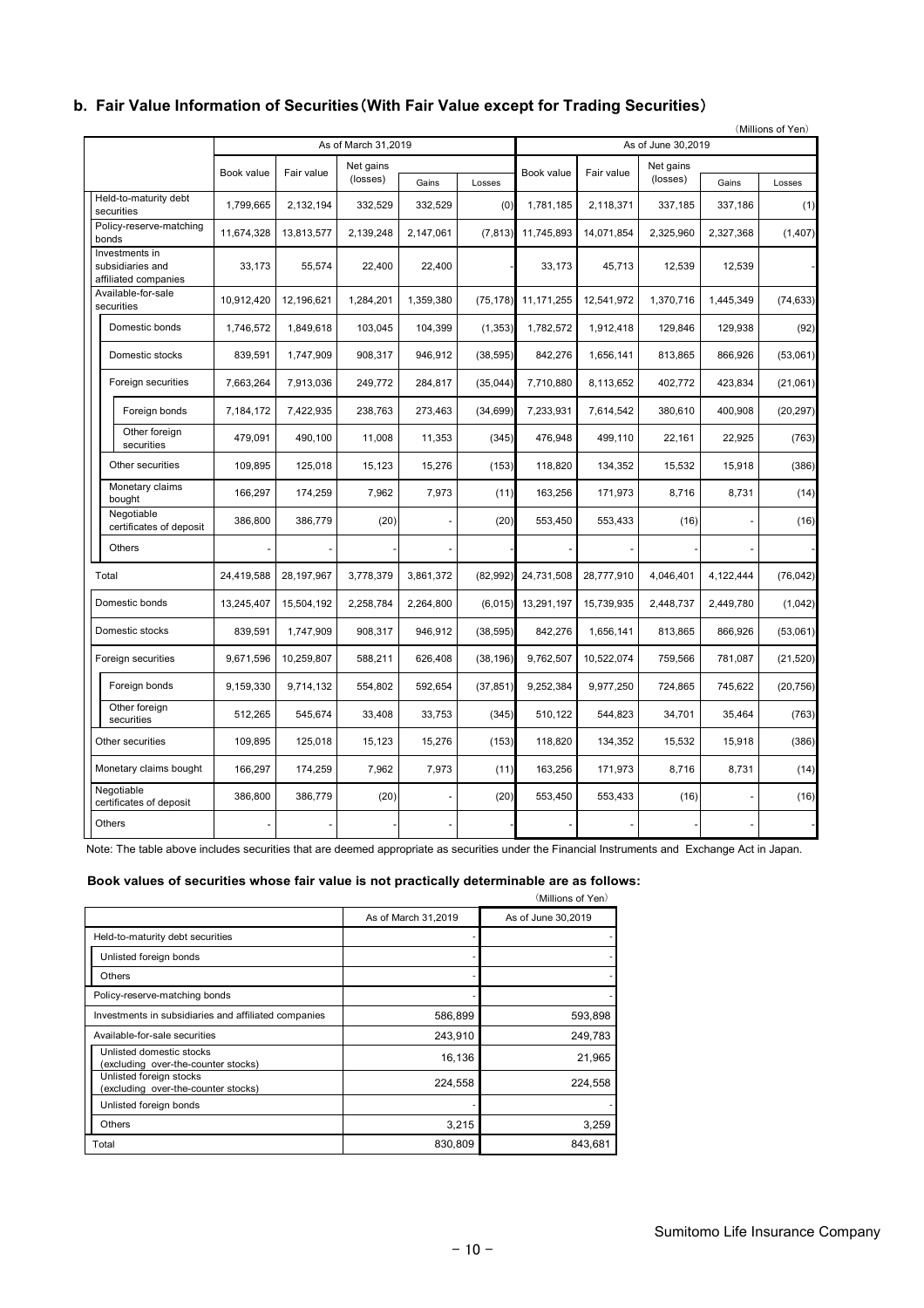## b. Fair Value Information of Securities（With Fair Value except for Trading Securities）

（Millions of Yen）

| | As of March 31,2019 | | | | | As of June 30,2019 | | | | |
|---|---|---|---|---|---|---|---|---|---|---|
| | Book value | Fair value | Net gains (losses) | Gains | Losses | Book value | Fair value | Net gains (losses) | Gains | Losses |
| Held-to-maturity debt securities | 1,799,665 | 2,132,194 | 332,529 | 332,529 | (0) | 1,781,185 | 2,118,371 | 337,185 | 337,186 | (1) |
| Policy-reserve-matching bonds | 11,674,328 | 13,813,577 | 2,139,248 | 2,147,061 | (7,813) | 11,745,893 | 14,071,854 | 2,325,960 | 2,327,368 | (1,407) |
| Investments in subsidiaries and affiliated companies | 33,173 | 55,574 | 22,400 | 22,400 | - | 33,173 | 45,713 | 12,539 | 12,539 | - |
| Available-for-sale securities | 10,912,420 | 12,196,621 | 1,284,201 | 1,359,380 | (75,178) | 11,171,255 | 12,541,972 | 1,370,716 | 1,445,349 | (74,633) |
| Domestic bonds | 1,746,572 | 1,849,618 | 103,045 | 104,399 | (1,353) | 1,782,572 | 1,912,418 | 129,846 | 129,938 | (92) |
| Domestic stocks | 839,591 | 1,747,909 | 908,317 | 946,912 | (38,595) | 842,276 | 1,656,141 | 813,865 | 866,926 | (53,061) |
| Foreign securities | 7,663,264 | 7,913,036 | 249,772 | 284,817 | (35,044) | 7,710,880 | 8,113,652 | 402,772 | 423,834 | (21,061) |
| Foreign bonds | 7,184,172 | 7,422,935 | 238,763 | 273,463 | (34,699) | 7,233,931 | 7,614,542 | 380,610 | 400,908 | (20,297) |
| Other foreign securities | 479,091 | 490,100 | 11,008 | 11,353 | (345) | 476,948 | 499,110 | 22,161 | 22,925 | (763) |
| Other securities | 109,895 | 125,018 | 15,123 | 15,276 | (153) | 118,820 | 134,352 | 15,532 | 15,918 | (386) |
| Monetary claims bought | 166,297 | 174,259 | 7,962 | 7,973 | (11) | 163,256 | 171,973 | 8,716 | 8,731 | (14) |
| Negotiable certificates of deposit | 386,800 | 386,779 | (20) | - | (20) | 553,450 | 553,433 | (16) | - | (16) |
| Others | - | - | - | - | - | - | - | - | - | - |
| Total | 24,419,588 | 28,197,967 | 3,778,379 | 3,861,372 | (82,992) | 24,731,508 | 28,777,910 | 4,046,401 | 4,122,444 | (76,042) |
| Domestic bonds | 13,245,407 | 15,504,192 | 2,258,784 | 2,264,800 | (6,015) | 13,291,197 | 15,739,935 | 2,448,737 | 2,449,780 | (1,042) |
| Domestic stocks | 839,591 | 1,747,909 | 908,317 | 946,912 | (38,595) | 842,276 | 1,656,141 | 813,865 | 866,926 | (53,061) |
| Foreign securities | 9,671,596 | 10,259,807 | 588,211 | 626,408 | (38,196) | 9,762,507 | 10,522,074 | 759,566 | 781,087 | (21,520) |
| Foreign bonds | 9,159,330 | 9,714,132 | 554,802 | 592,654 | (37,851) | 9,252,384 | 9,977,250 | 724,865 | 745,622 | (20,756) |
| Other foreign securities | 512,265 | 545,674 | 33,408 | 33,753 | (345) | 510,122 | 544,823 | 34,701 | 35,464 | (763) |
| Other securities | 109,895 | 125,018 | 15,123 | 15,276 | (153) | 118,820 | 134,352 | 15,532 | 15,918 | (386) |
| Monetary claims bought | 166,297 | 174,259 | 7,962 | 7,973 | (11) | 163,256 | 171,973 | 8,716 | 8,731 | (14) |
| Negotiable certificates of deposit | 386,800 | 386,779 | (20) | - | (20) | 553,450 | 553,433 | (16) | - | (16) |
| Others | - | - | - | - | - | - | - | - | - | - |

Note: The table above includes securities that are deemed appropriate as securities under the Financial Instruments and Exchange Act in Japan.

**Book values of securities whose fair value is not practically determinable are as follows:**

（Millions of Yen）

| | As of March 31,2019 | As of June 30,2019 |
|---|---|---|
| Held-to-maturity debt securities | - | - |
| Unlisted foreign bonds | - | - |
| Others | - | - |
| Policy-reserve-matching bonds | - | - |
| Investments in subsidiaries and affiliated companies | 586,899 | 593,898 |
| Available-for-sale securities | 243,910 | 249,783 |
| Unlisted domestic stocks (excluding over-the-counter stocks) | 16,136 | 21,965 |
| Unlisted foreign stocks (excluding over-the-counter stocks) | 224,558 | 224,558 |
| Unlisted foreign bonds | - | - |
| Others | 3,215 | 3,259 |
| Total | 830,809 | 843,681 |